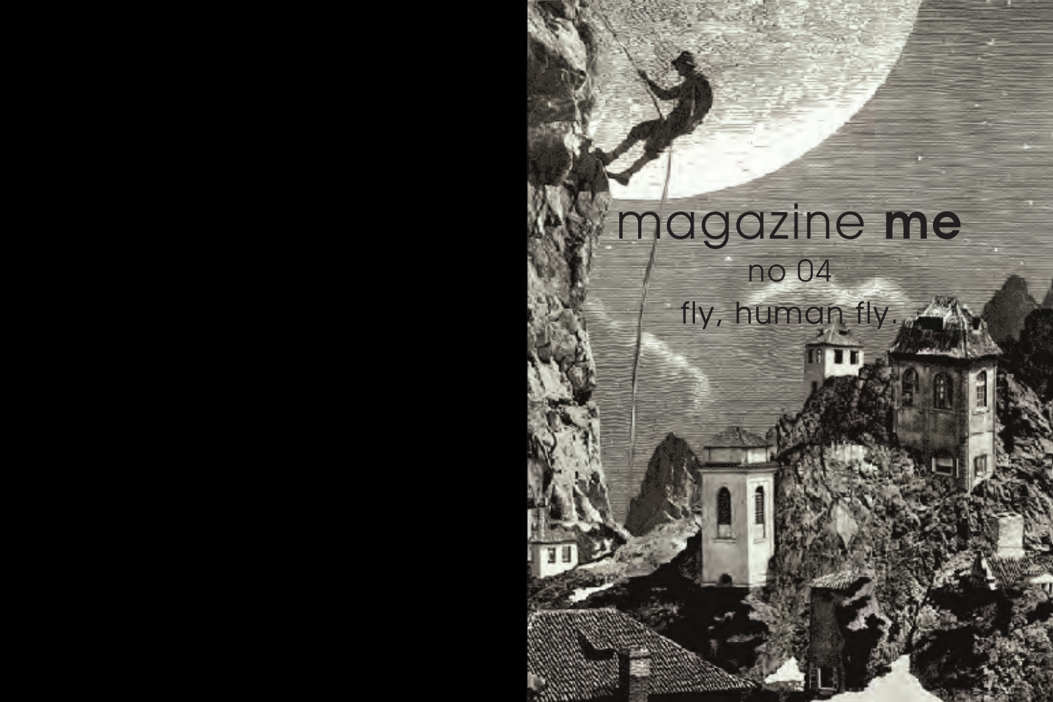# magazine **me**

no 04

fly, human fly.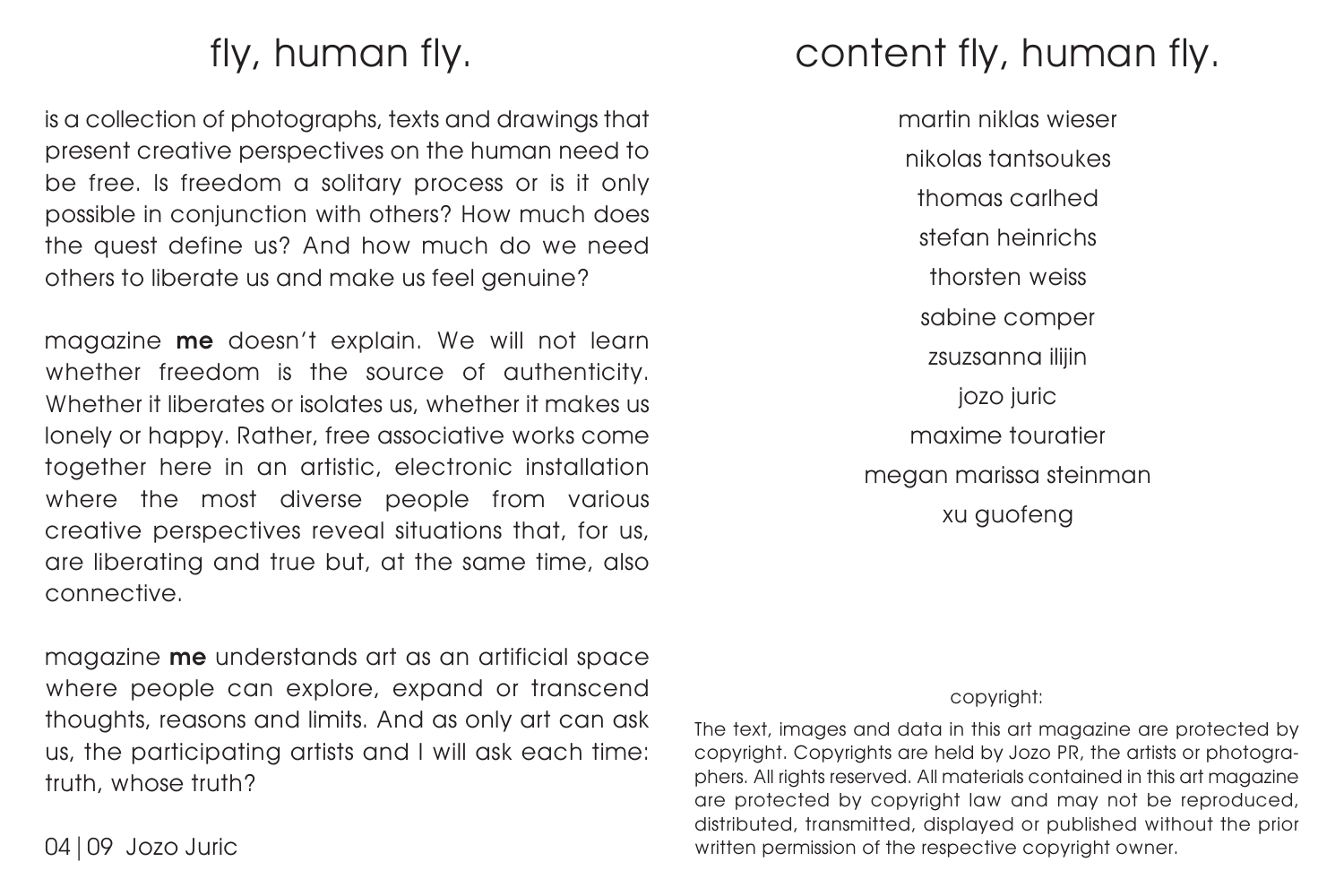# fly, human fly.

is a collection of photographs, texts and drawings that present creative perspectives on the human need to be free. Is freedom a solitary process or is it only possible in conjunction with others? How much does the quest define us? And how much do we need others to liberate us and make us feel genuine?

magazine **me** doesn't explain. We will not learn whether freedom is the source of authenticity. Whether it liberates or isolates us, whether it makes us lonely or happy. Rather, free associative works come together here in an artistic, electronic installation where the most diverse people from various creative perspectives reveal situations that, for us, are liberating and true but, at the same time, also connective.

magazine **me** understands art as an artificial space where people can explore, expand or transcend thoughts, reasons and limits. And as only art can ask us, the participating artists and I will ask each time: truth, whose truth?

04 | 09 Jozo Juric

# content fly, human fly.

martin niklas wieser

nikolas tantsoukes

thomas carlhed

stefan heinrichs

thorsten weiss

sabine comper

zsuzsanna ilijin

jozo juric

maxime touratier

megan marissa steinman

xu guofeng

copyright:

The text, images and data in this art magazine are protected by copyright. Copyrights are held by Jozo PR, the artists or photographers. All rights reserved. All materials contained in this art magazine are protected by copyright law and may not be reproduced, distributed, transmitted, displayed or published without the prior written permission of the respective copyright owner.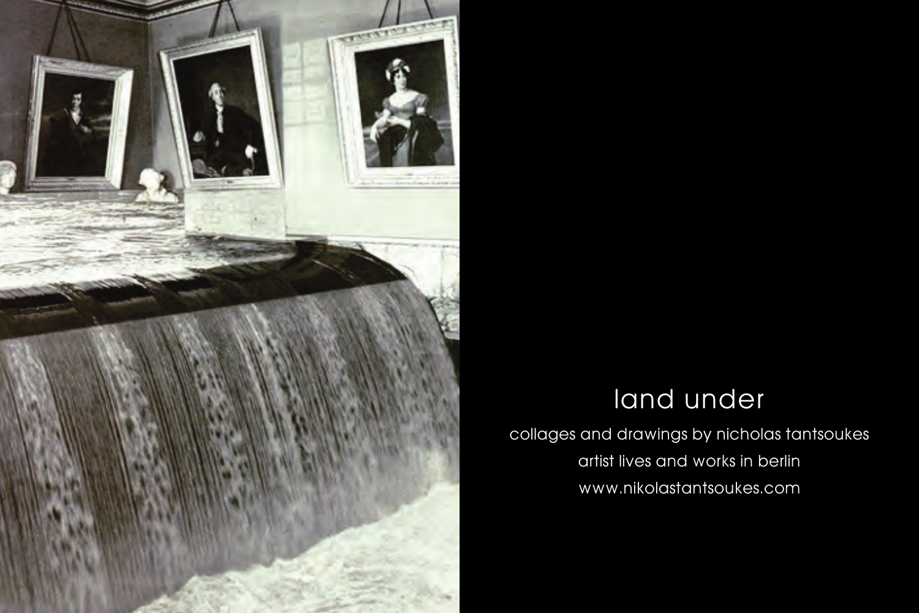# land under

collages and drawings by nicholas tantsoukes

artist lives and works in berlin

www.nikolastantsoukes.com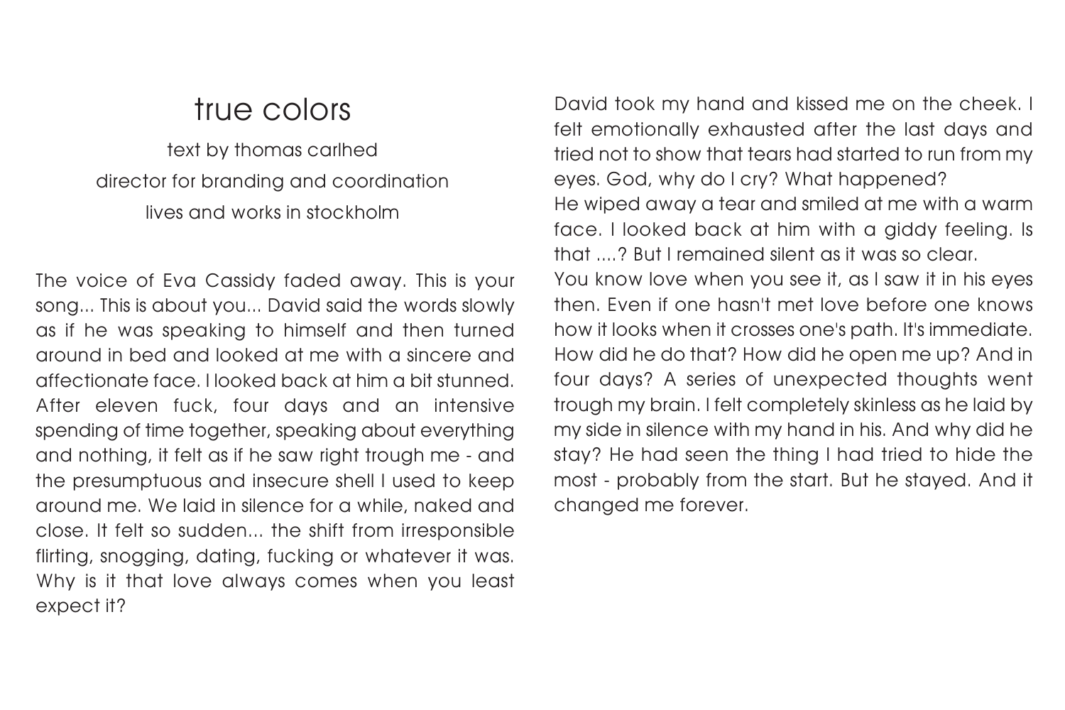# true colors

text by thomas carlhed
director for branding and coordination
lives and works in stockholm

The voice of Eva Cassidy faded away. This is your song... This is about you... David said the words slowly as if he was speaking to himself and then turned around in bed and looked at me with a sincere and affectionate face. I looked back at him a bit stunned. After eleven fuck, four days and an intensive spending of time together, speaking about everything and nothing, it felt as if he saw right trough me - and the presumptuous and insecure shell I used to keep around me. We laid in silence for a while, naked and close. It felt so sudden... the shift from irresponsible flirting, snogging, dating, fucking or whatever it was. Why is it that love always comes when you least expect it?

David took my hand and kissed me on the cheek. I felt emotionally exhausted after the last days and tried not to show that tears had started to run from my eyes. God, why do I cry? What happened?
He wiped away a tear and smiled at me with a warm face. I looked back at him with a giddy feeling. Is that ....? But I remained silent as it was so clear.
You know love when you see it, as I saw it in his eyes then. Even if one hasn't met love before one knows how it looks when it crosses one's path. It's immediate. How did he do that? How did he open me up? And in four days? A series of unexpected thoughts went trough my brain. I felt completely skinless as he laid by my side in silence with my hand in his. And why did he stay? He had seen the thing I had tried to hide the most - probably from the start. But he stayed. And it changed me forever.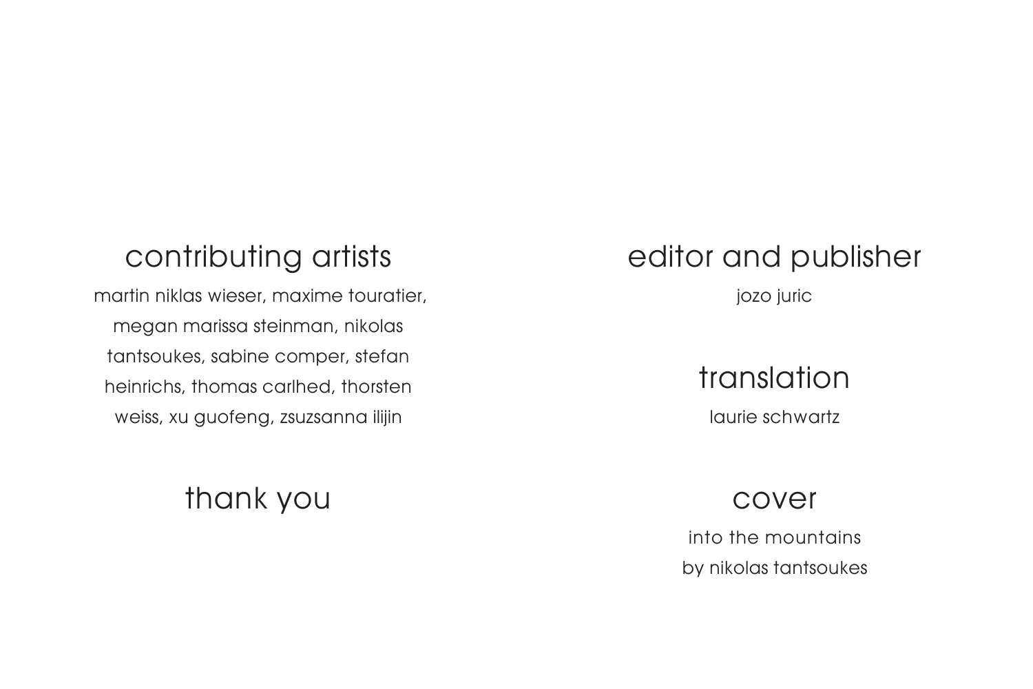## contributing artists

martin niklas wieser, maxime touratier, megan marissa steinman, nikolas tantsoukes, sabine comper, stefan heinrichs, thomas carlhed, thorsten weiss, xu guofeng, zsuzsanna ilijin

## thank you

## editor and publisher

jozo juric

## translation

laurie schwartz

## cover

into the mountains
by nikolas tantsoukes